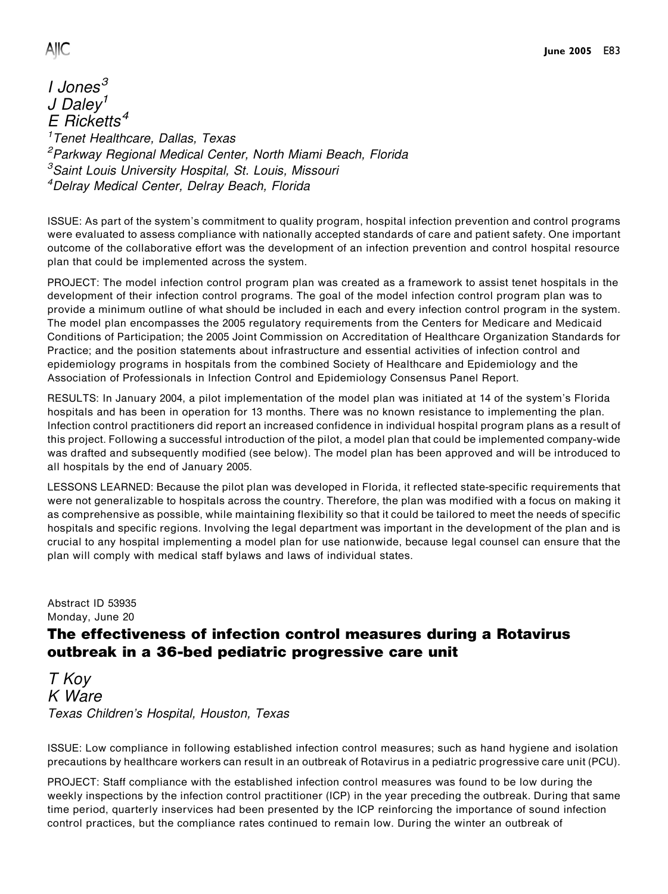*I Jones*[3]
*J Daley*[1]
*E Ricketts*[4]

*[1]Tenet Healthcare, Dallas, Texas*
*[2]Parkway Regional Medical Center, North Miami Beach, Florida*
*[3]Saint Louis University Hospital, St. Louis, Missouri*
*[4]Delray Medical Center, Delray Beach, Florida*

ISSUE: As part of the system's commitment to quality program, hospital infection prevention and control programs were evaluated to assess compliance with nationally accepted standards of care and patient safety. One important outcome of the collaborative effort was the development of an infection prevention and control hospital resource plan that could be implemented across the system.

PROJECT: The model infection control program plan was created as a framework to assist tenet hospitals in the development of their infection control programs. The goal of the model infection control program plan was to provide a minimum outline of what should be included in each and every infection control program in the system. The model plan encompasses the 2005 regulatory requirements from the Centers for Medicare and Medicaid Conditions of Participation; the 2005 Joint Commission on Accreditation of Healthcare Organization Standards for Practice; and the position statements about infrastructure and essential activities of infection control and epidemiology programs in hospitals from the combined Society of Healthcare and Epidemiology and the Association of Professionals in Infection Control and Epidemiology Consensus Panel Report.

RESULTS: In January 2004, a pilot implementation of the model plan was initiated at 14 of the system's Florida hospitals and has been in operation for 13 months. There was no known resistance to implementing the plan. Infection control practitioners did report an increased confidence in individual hospital program plans as a result of this project. Following a successful introduction of the pilot, a model plan that could be implemented company-wide was drafted and subsequently modified (see below). The model plan has been approved and will be introduced to all hospitals by the end of January 2005.

LESSONS LEARNED: Because the pilot plan was developed in Florida, it reflected state-specific requirements that were not generalizable to hospitals across the country. Therefore, the plan was modified with a focus on making it as comprehensive as possible, while maintaining flexibility so that it could be tailored to meet the needs of specific hospitals and specific regions. Involving the legal department was important in the development of the plan and is crucial to any hospital implementing a model plan for use nationwide, because legal counsel can ensure that the plan will comply with medical staff bylaws and laws of individual states.

Abstract ID 53935
Monday, June 20

## The effectiveness of infection control measures during a Rotavirus outbreak in a 36-bed pediatric progressive care unit

*T Koy*
*K Ware*
*Texas Children's Hospital, Houston, Texas*

ISSUE: Low compliance in following established infection control measures; such as hand hygiene and isolation precautions by healthcare workers can result in an outbreak of Rotavirus in a pediatric progressive care unit (PCU).

PROJECT: Staff compliance with the established infection control measures was found to be low during the weekly inspections by the infection control practitioner (ICP) in the year preceding the outbreak. During that same time period, quarterly inservices had been presented by the ICP reinforcing the importance of sound infection control practices, but the compliance rates continued to remain low. During the winter an outbreak of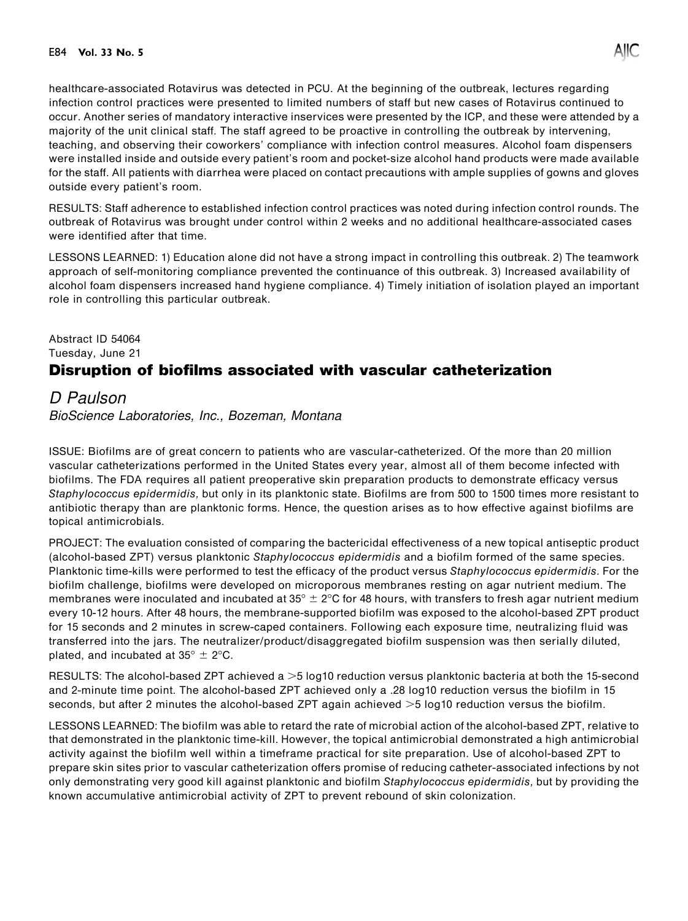healthcare-associated Rotavirus was detected in PCU. At the beginning of the outbreak, lectures regarding infection control practices were presented to limited numbers of staff but new cases of Rotavirus continued to occur. Another series of mandatory interactive inservices were presented by the ICP, and these were attended by a majority of the unit clinical staff. The staff agreed to be proactive in controlling the outbreak by intervening, teaching, and observing their coworkers' compliance with infection control measures. Alcohol foam dispensers were installed inside and outside every patient's room and pocket-size alcohol hand products were made available for the staff. All patients with diarrhea were placed on contact precautions with ample supplies of gowns and gloves outside every patient's room.

RESULTS: Staff adherence to established infection control practices was noted during infection control rounds. The outbreak of Rotavirus was brought under control within 2 weeks and no additional healthcare-associated cases were identified after that time.

LESSONS LEARNED: 1) Education alone did not have a strong impact in controlling this outbreak. 2) The teamwork approach of self-monitoring compliance prevented the continuance of this outbreak. 3) Increased availability of alcohol foam dispensers increased hand hygiene compliance. 4) Timely initiation of isolation played an important role in controlling this particular outbreak.

Abstract ID 54064
Tuesday, June 21

## Disruption of biofilms associated with vascular catheterization

*D Paulson*

*BioScience Laboratories, Inc., Bozeman, Montana*

ISSUE: Biofilms are of great concern to patients who are vascular-catheterized. Of the more than 20 million vascular catheterizations performed in the United States every year, almost all of them become infected with biofilms. The FDA requires all patient preoperative skin preparation products to demonstrate efficacy versus *Staphylococcus epidermidis,* but only in its planktonic state. Biofilms are from 500 to 1500 times more resistant to antibiotic therapy than are planktonic forms. Hence, the question arises as to how effective against biofilms are topical antimicrobials.

PROJECT: The evaluation consisted of comparing the bactericidal effectiveness of a new topical antiseptic product (alcohol-based ZPT) versus planktonic *Staphylococcus epidermidis* and a biofilm formed of the same species. Planktonic time-kills were performed to test the efficacy of the product versus *Staphylococcus epidermidis*. For the biofilm challenge, biofilms were developed on microporous membranes resting on agar nutrient medium. The membranes were inoculated and incubated at $35° \pm 2°C$ for 48 hours, with transfers to fresh agar nutrient medium every 10-12 hours. After 48 hours, the membrane-supported biofilm was exposed to the alcohol-based ZPT product for 15 seconds and 2 minutes in screw-caped containers. Following each exposure time, neutralizing fluid was transferred into the jars. The neutralizer/product/disaggregated biofilm suspension was then serially diluted, plated, and incubated at $35° \pm 2°C$.

RESULTS: The alcohol-based ZPT achieved a $>5$ log10 reduction versus planktonic bacteria at both the 15-second and 2-minute time point. The alcohol-based ZPT achieved only a .28 log10 reduction versus the biofilm in 15 seconds, but after 2 minutes the alcohol-based ZPT again achieved $>5$ log10 reduction versus the biofilm.

LESSONS LEARNED: The biofilm was able to retard the rate of microbial action of the alcohol-based ZPT, relative to that demonstrated in the planktonic time-kill. However, the topical antimicrobial demonstrated a high antimicrobial activity against the biofilm well within a timeframe practical for site preparation. Use of alcohol-based ZPT to prepare skin sites prior to vascular catheterization offers promise of reducing catheter-associated infections by not only demonstrating very good kill against planktonic and biofilm *Staphylococcus epidermidis*, but by providing the known accumulative antimicrobial activity of ZPT to prevent rebound of skin colonization.